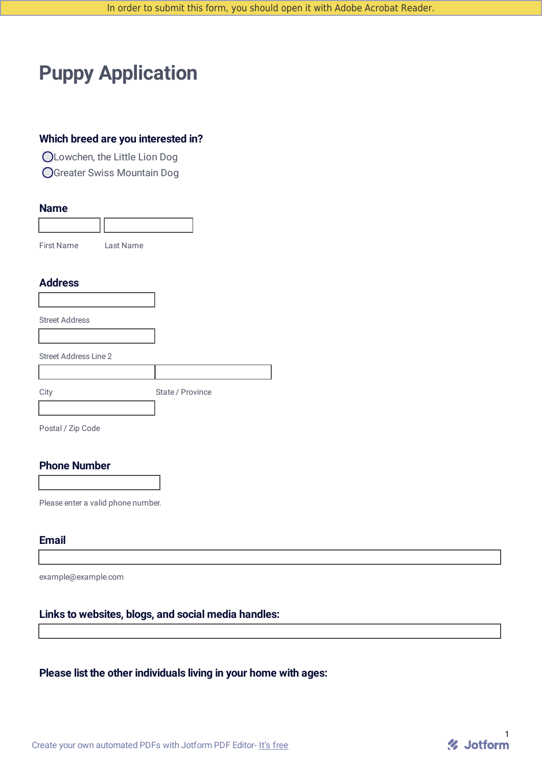In order to submit this form, you should open it with Adobe Acrobat Reader.

# Puppy Application

### Which breed are you interested in?

- ◯ Lowchen, the Little Lion Dog
- ◯ Greater Swiss Mountain Dog

### Name

First Name | Last Name

### Address

Street Address

Street Address Line 2

City | State / Province

Postal / Zip Code

### Phone Number

Please enter a valid phone number.

### Email

example@example.com

### Links to websites, blogs, and social media handles:

### Please list the other individuals living in your home with ages:

Create your own automated PDFs with Jotform PDF Editor- It's free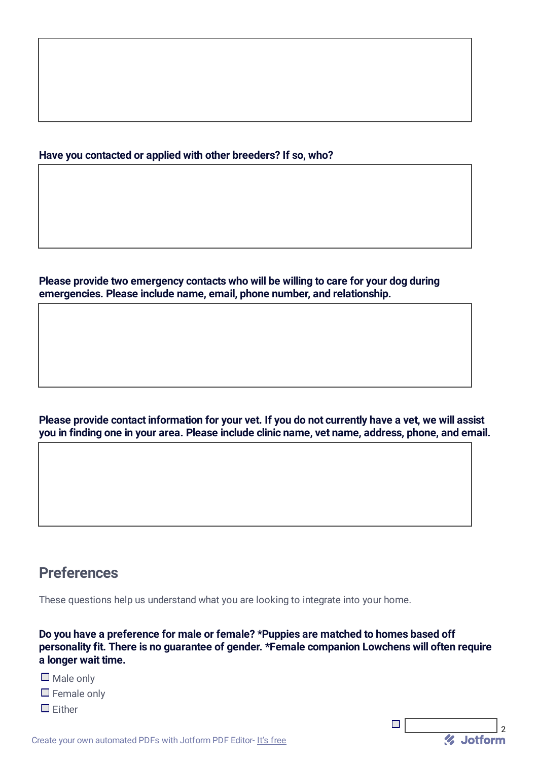**Have you contacted or applied with other breeders? If so, who?**

**Please provide two emergency contacts who will be willing to care for your dog during emergencies. Please include name, email, phone number, and relationship.**

**Please provide contact information for your vet. If you do not currently have a vet, we will assist you in finding one in your area. Please include clinic name, vet name, address, phone, and email.**

## Preferences

These questions help us understand what you are looking to integrate into your home.

**Do you have a preference for male or female? *Puppies are matched to homes based off personality fit. There is no guarantee of gender. *Female companion Lowchens will often require a longer wait time.**

- ☐ Male only
- ☐ Female only
- ☐ Either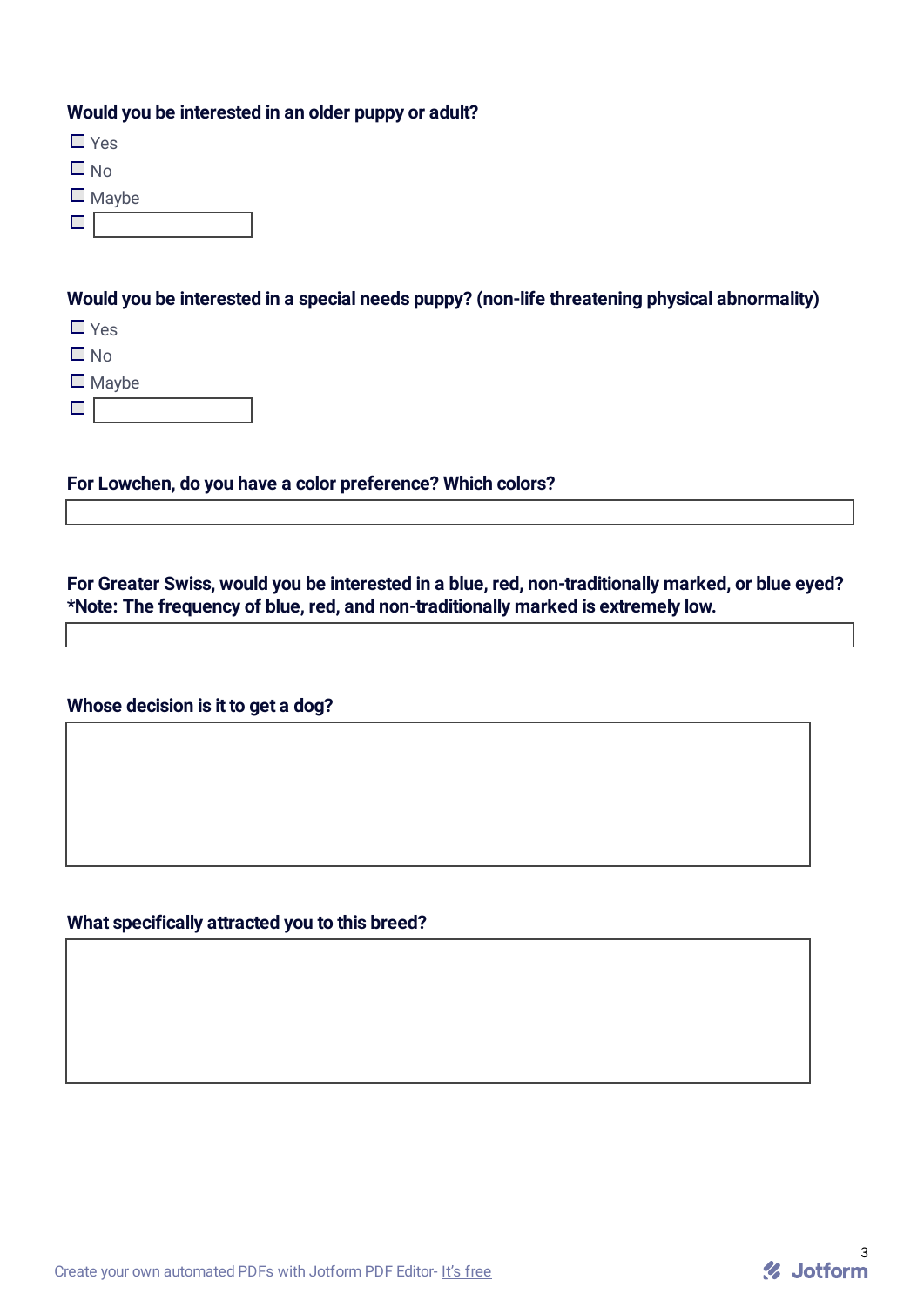**Would you be interested in an older puppy or adult?**

- ☐ Yes
- ☐ No
- ☐ Maybe
- ☐ ______

**Would you be interested in a special needs puppy? (non-life threatening physical abnormality)**

- ☐ Yes
- ☐ No
- ☐ Maybe
- ☐ ______

**For Lowchen, do you have a color preference? Which colors?**

______

**For Greater Swiss, would you be interested in a blue, red, non-traditionally marked, or blue eyed? *Note: The frequency of blue, red, and non-traditionally marked is extremely low.**

______

**Whose decision is it to get a dog?**

______

**What specifically attracted you to this breed?**

______

Create your own automated PDFs with Jotform PDF Editor- It's free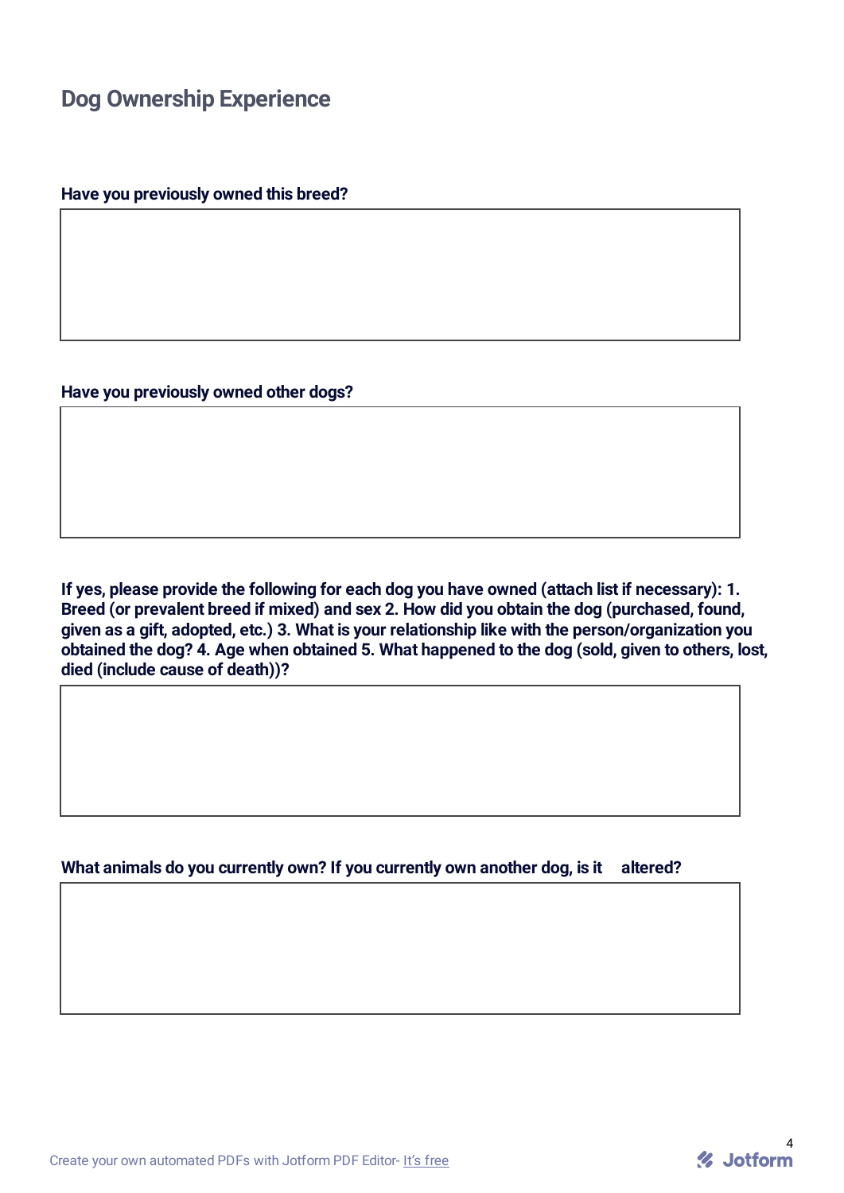## Dog Ownership Experience

**Have you previously owned this breed?**

**Have you previously owned other dogs?**

**If yes, please provide the following for each dog you have owned (attach list if necessary): 1. Breed (or prevalent breed if mixed) and sex 2. How did you obtain the dog (purchased, found, given as a gift, adopted, etc.) 3. What is your relationship like with the person/organization you obtained the dog? 4. Age when obtained 5. What happened to the dog (sold, given to others, lost, died (include cause of death))?**

**What animals do you currently own? If you currently own another dog, is it altered?**

Create your own automated PDFs with Jotform PDF Editor- It's free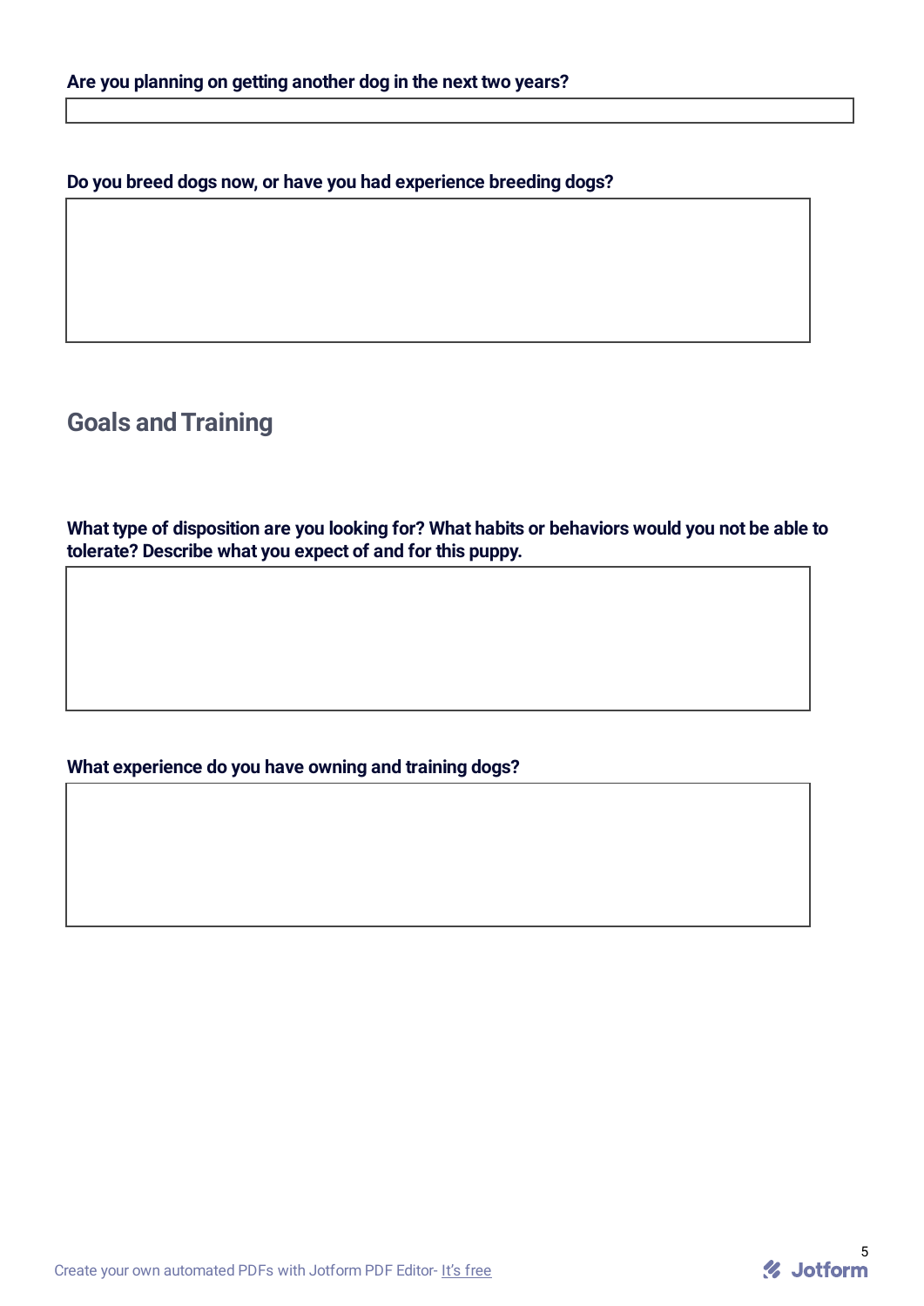**Are you planning on getting another dog in the next two years?**

**Do you breed dogs now, or have you had experience breeding dogs?**

## Goals and Training

**What type of disposition are you looking for? What habits or behaviors would you not be able to tolerate? Describe what you expect of and for this puppy.**

**What experience do you have owning and training dogs?**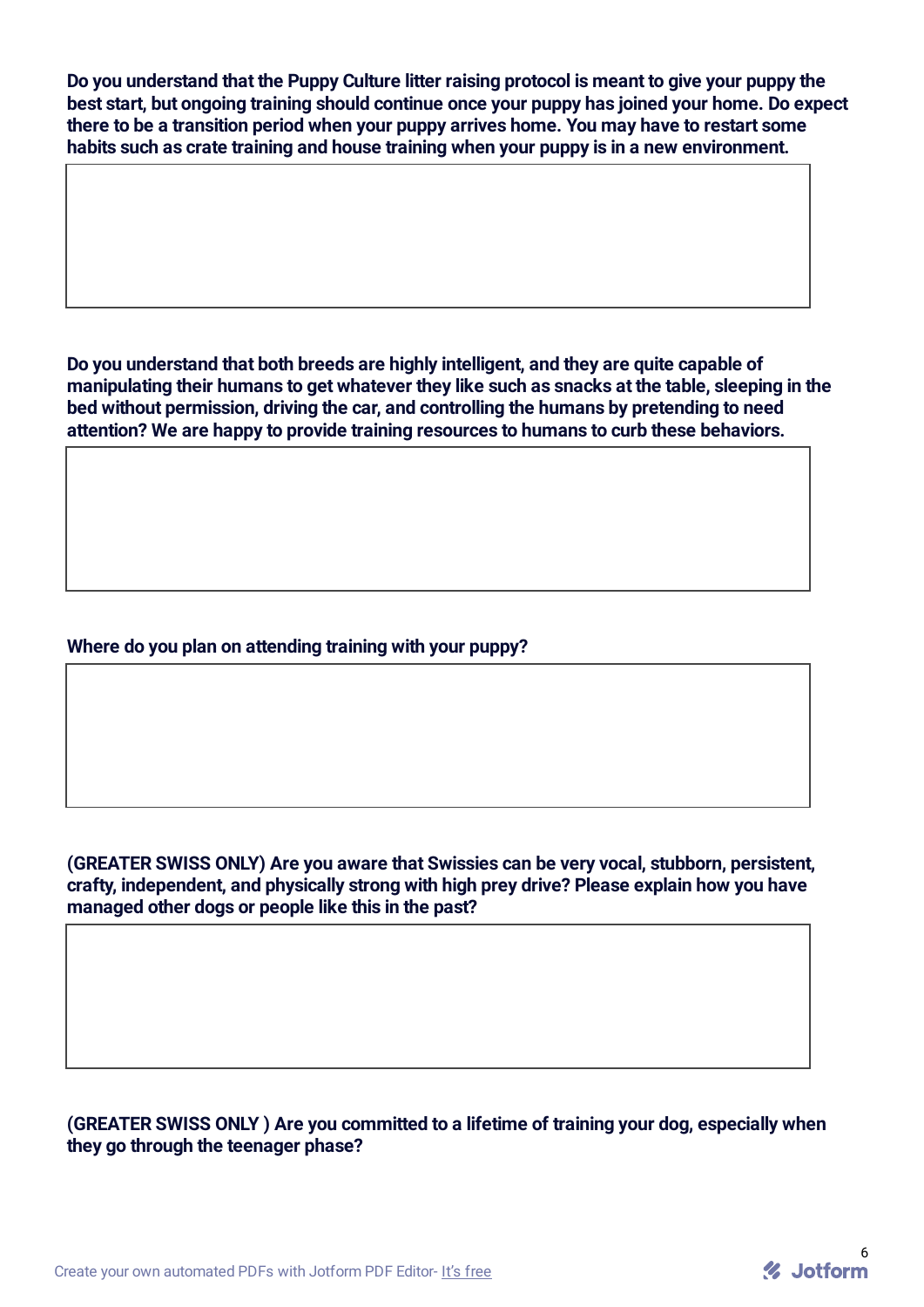**Do you understand that the Puppy Culture litter raising protocol is meant to give your puppy the best start, but ongoing training should continue once your puppy has joined your home. Do expect there to be a transition period when your puppy arrives home. You may have to restart some habits such as crate training and house training when your puppy is in a new environment.**

**Do you understand that both breeds are highly intelligent, and they are quite capable of manipulating their humans to get whatever they like such as snacks at the table, sleeping in the bed without permission, driving the car, and controlling the humans by pretending to need attention? We are happy to provide training resources to humans to curb these behaviors.**

**Where do you plan on attending training with your puppy?**

**(GREATER SWISS ONLY) Are you aware that Swissies can be very vocal, stubborn, persistent, crafty, independent, and physically strong with high prey drive? Please explain how you have managed other dogs or people like this in the past?**

**(GREATER SWISS ONLY ) Are you committed to a lifetime of training your dog, especially when they go through the teenager phase?**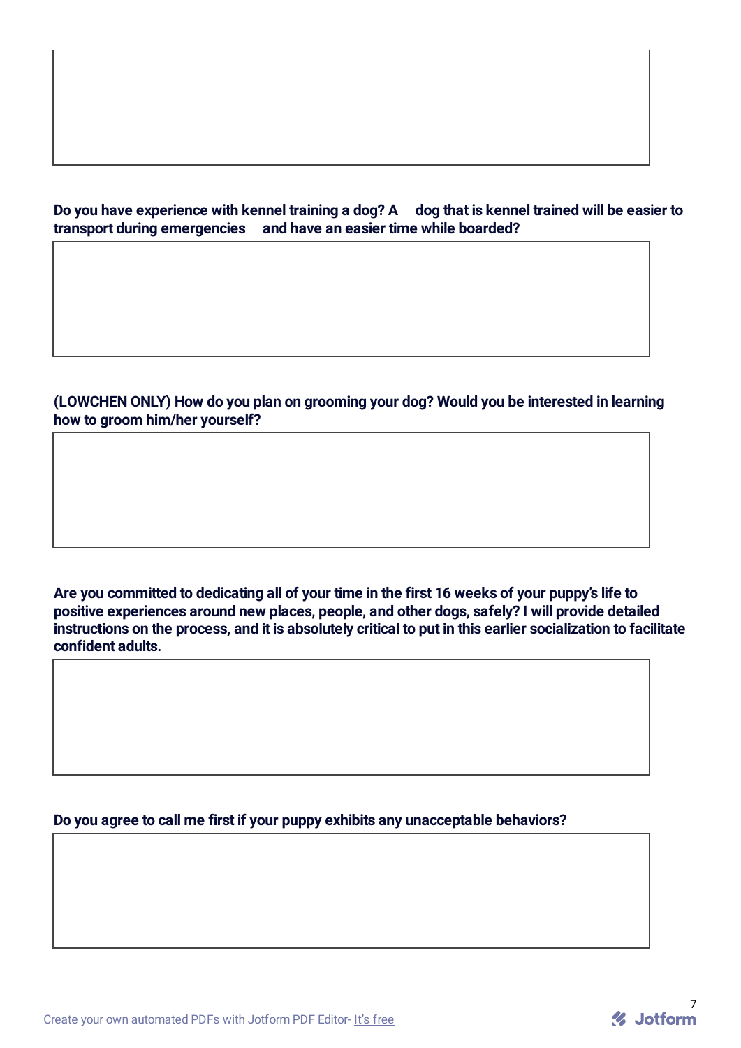**Do you have experience with kennel training a dog? A dog that is kennel trained will be easier to transport during emergencies and have an easier time while boarded?**

**(LOWCHEN ONLY) How do you plan on grooming your dog? Would you be interested in learning how to groom him/her yourself?**

**Are you committed to dedicating all of your time in the first 16 weeks of your puppy's life to positive experiences around new places, people, and other dogs, safely? I will provide detailed instructions on the process, and it is absolutely critical to put in this earlier socialization to facilitate confident adults.**

**Do you agree to call me first if your puppy exhibits any unacceptable behaviors?**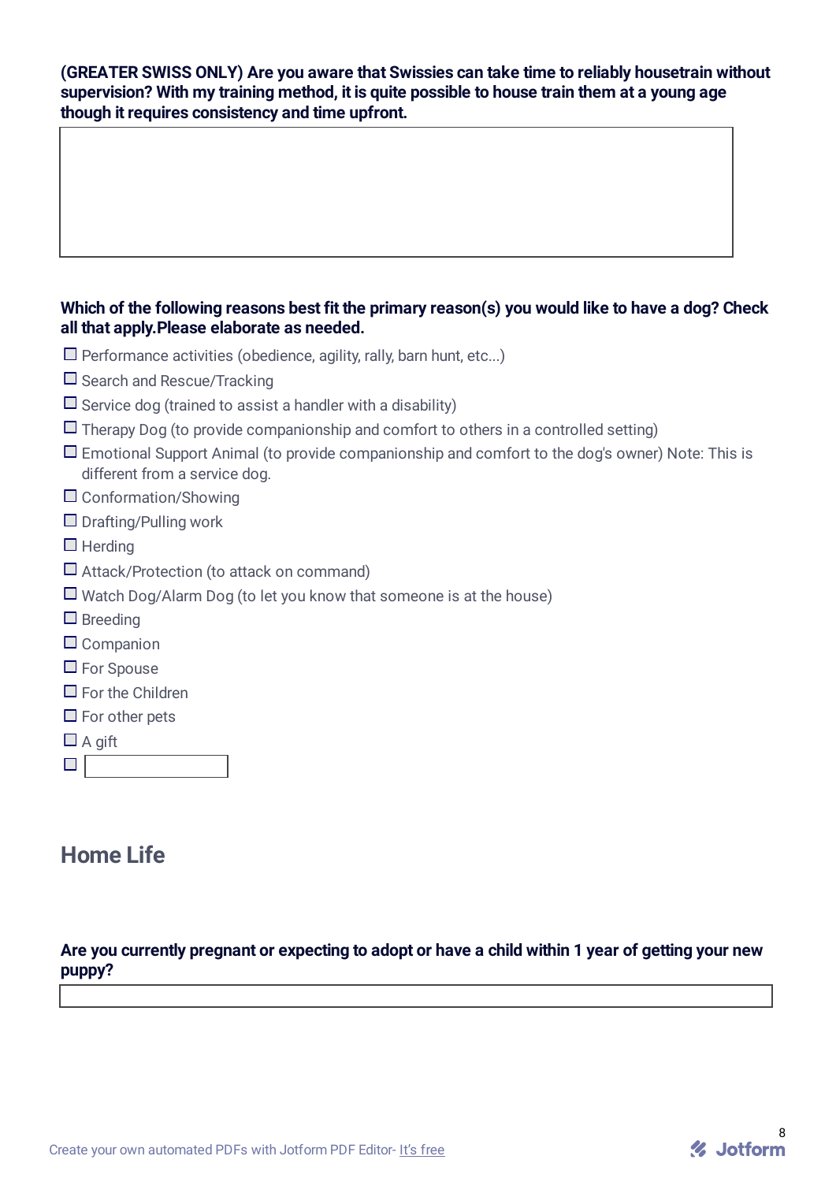**(GREATER SWISS ONLY) Are you aware that Swissies can take time to reliably housetrain without supervision? With my training method, it is quite possible to house train them at a young age though it requires consistency and time upfront.**

**Which of the following reasons best fit the primary reason(s) you would like to have a dog? Check all that apply.Please elaborate as needed.**

- ☐ Performance activities (obedience, agility, rally, barn hunt, etc...)
- ☐ Search and Rescue/Tracking
- ☐ Service dog (trained to assist a handler with a disability)
- ☐ Therapy Dog (to provide companionship and comfort to others in a controlled setting)
- ☐ Emotional Support Animal (to provide companionship and comfort to the dog's owner) Note: This is different from a service dog.
- ☐ Conformation/Showing
- ☐ Drafting/Pulling work
- ☐ Herding
- ☐ Attack/Protection (to attack on command)
- ☐ Watch Dog/Alarm Dog (to let you know that someone is at the house)
- ☐ Breeding
- ☐ Companion
- ☐ For Spouse
- ☐ For the Children
- ☐ For other pets
- ☐ A gift
- ☐

## Home Life

**Are you currently pregnant or expecting to adopt or have a child within 1 year of getting your new puppy?**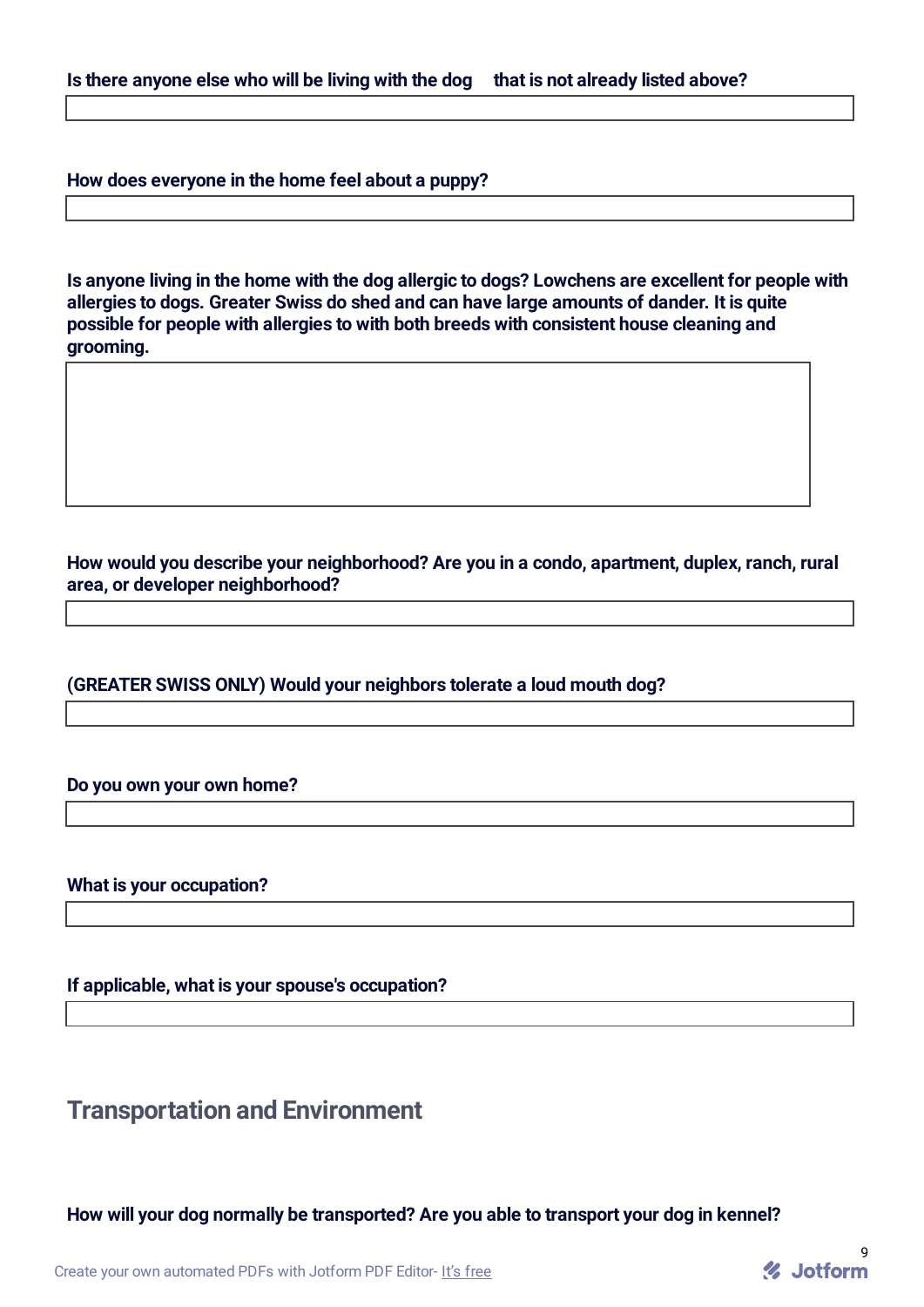**Is there anyone else who will be living with the dog  that is not already listed above?**

**How does everyone in the home feel about a puppy?**

**Is anyone living in the home with the dog allergic to dogs? Lowchens are excellent for people with allergies to dogs. Greater Swiss do shed and can have large amounts of dander. It is quite possible for people with allergies to with both breeds with consistent house cleaning and grooming.**

**How would you describe your neighborhood? Are you in a condo, apartment, duplex, ranch, rural area, or developer neighborhood?**

**(GREATER SWISS ONLY) Would your neighbors tolerate a loud mouth dog?**

**Do you own your own home?**

**What is your occupation?**

**If applicable, what is your spouse's occupation?**

## Transportation and Environment

**How will your dog normally be transported? Are you able to transport your dog in kennel?**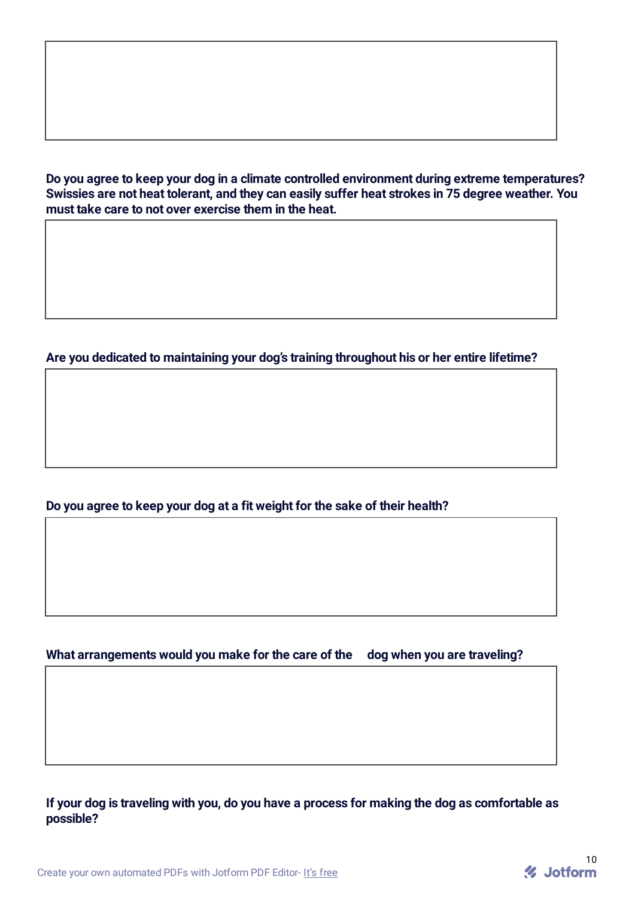**Do you agree to keep your dog in a climate controlled environment during extreme temperatures? Swissies are not heat tolerant, and they can easily suffer heat strokes in 75 degree weather. You must take care to not over exercise them in the heat.**

**Are you dedicated to maintaining your dog's training throughout his or her entire lifetime?**

**Do you agree to keep your dog at a fit weight for the sake of their health?**

**What arrangements would you make for the care of the dog when you are traveling?**

**If your dog is traveling with you, do you have a process for making the dog as comfortable as possible?**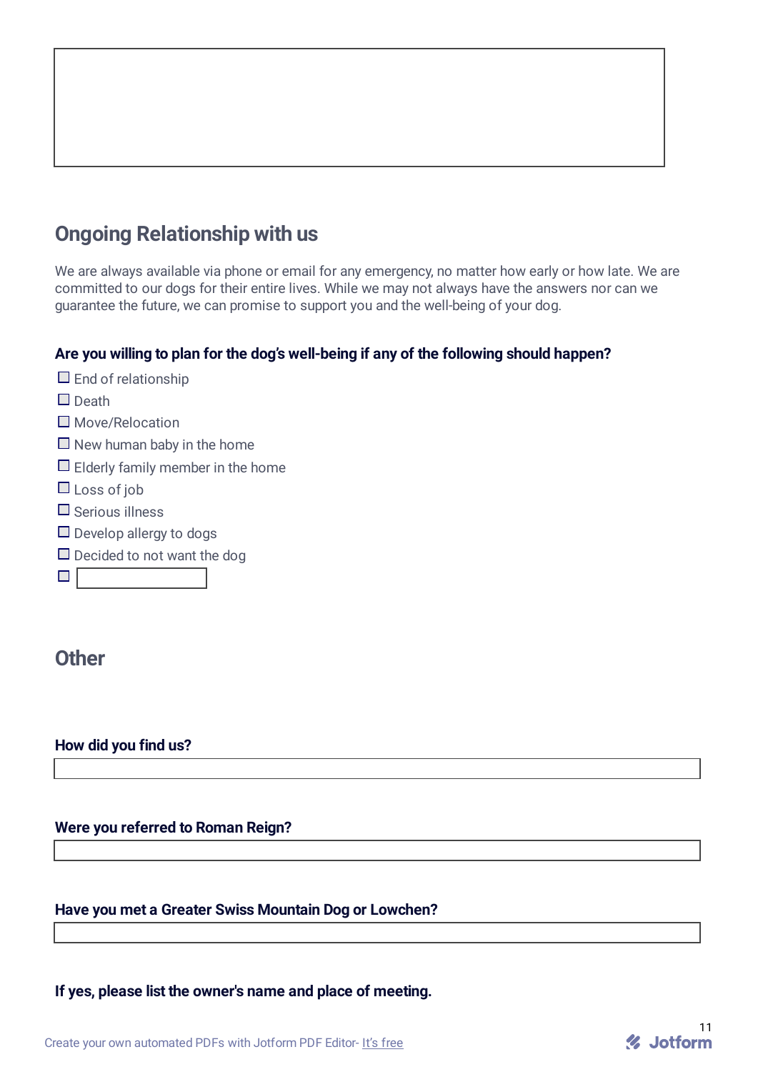## Ongoing Relationship with us

We are always available via phone or email for any emergency, no matter how early or how late. We are committed to our dogs for their entire lives. While we may not always have the answers nor can we guarantee the future, we can promise to support you and the well-being of your dog.

**Are you willing to plan for the dog's well-being if any of the following should happen?**

- ☐ End of relationship
- ☐ Death
- ☐ Move/Relocation
- ☐ New human baby in the home
- ☐ Elderly family member in the home
- ☐ Loss of job
- ☐ Serious illness
- ☐ Develop allergy to dogs
- ☐ Decided to not want the dog
- ☐

## Other

**How did you find us?**

**Were you referred to Roman Reign?**

**Have you met a Greater Swiss Mountain Dog or Lowchen?**

**If yes, please list the owner's name and place of meeting.**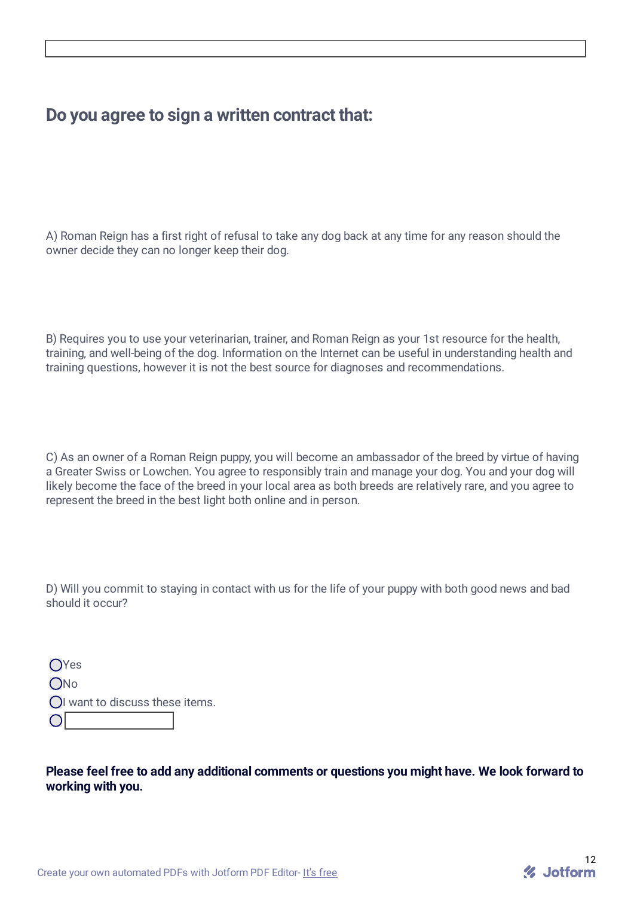## Do you agree to sign a written contract that:

A) Roman Reign has a first right of refusal to take any dog back at any time for any reason should the owner decide they can no longer keep their dog.

B) Requires you to use your veterinarian, trainer, and Roman Reign as your 1st resource for the health, training, and well-being of the dog. Information on the Internet can be useful in understanding health and training questions, however it is not the best source for diagnoses and recommendations.

C) As an owner of a Roman Reign puppy, you will become an ambassador of the breed by virtue of having a Greater Swiss or Lowchen. You agree to responsibly train and manage your dog. You and your dog will likely become the face of the breed in your local area as both breeds are relatively rare, and you agree to represent the breed in the best light both online and in person.

D) Will you commit to staying in contact with us for the life of your puppy with both good news and bad should it occur?

- ◯ Yes
- ◯ No
- ◯ I want to discuss these items.
- ◯ ______

**Please feel free to add any additional comments or questions you might have. We look forward to working with you.**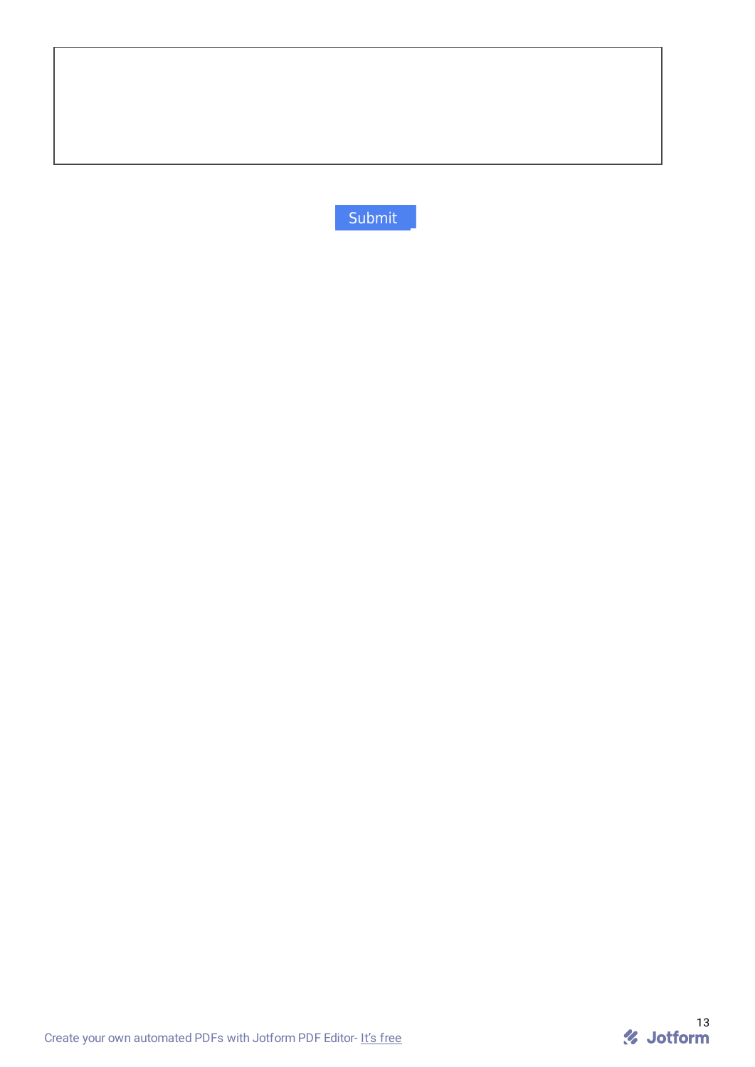Submit